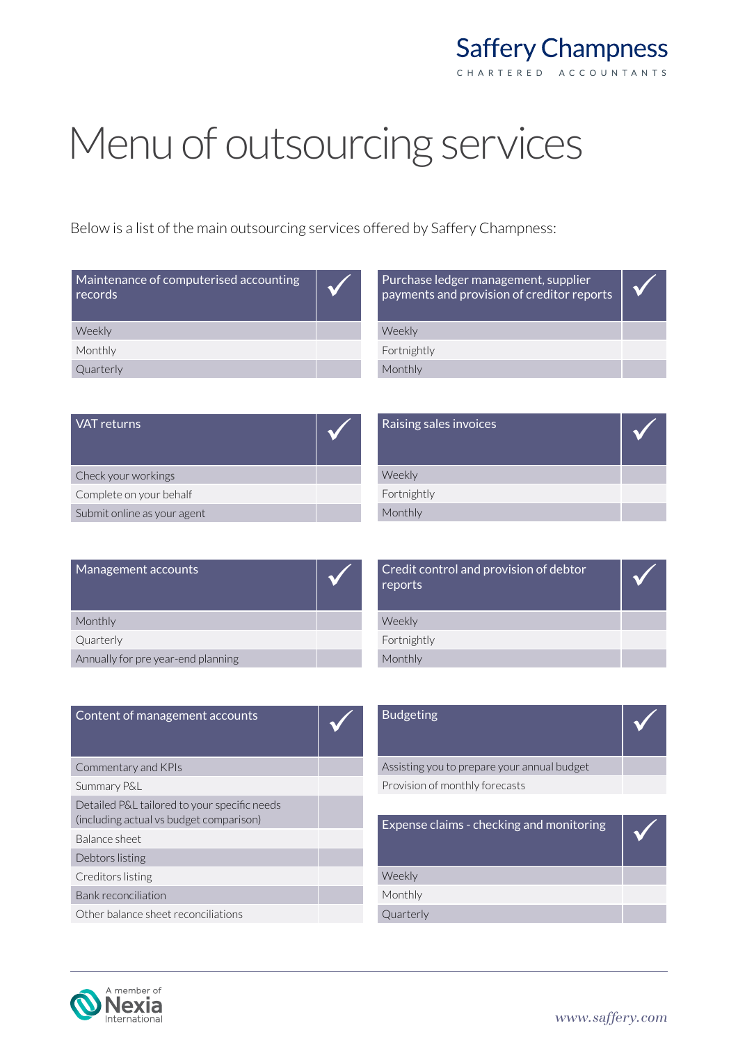Saffery Champness

CHARTERED ACCOUNTANTS

# Menu of outsourcing services

Below is a list of the main outsourcing services offered by Saffery Champness:

| Maintenance of computerised accounting records | ✓ |
|---|---|
| Weekly | |
| Monthly | |
| Quarterly | |

| Purchase ledger management, supplier payments and provision of creditor reports | ✓ |
|---|---|
| Weekly | |
| Fortnightly | |
| Monthly | |

| VAT returns | ✓ |
|---|---|
| Check your workings | |
| Complete on your behalf | |
| Submit online as your agent | |

| Raising sales invoices | ✓ |
|---|---|
| Weekly | |
| Fortnightly | |
| Monthly | |

| Management accounts | ✓ |
|---|---|
| Monthly | |
| Quarterly | |
| Annually for pre year-end planning | |

| Credit control and provision of debtor reports | ✓ |
|---|---|
| Weekly | |
| Fortnightly | |
| Monthly | |

| Content of management accounts | ✓ |
|---|---|
| Commentary and KPIs | |
| Summary P&L | |
| Detailed P&L tailored to your specific needs (including actual vs budget comparison) | |
| Balance sheet | |
| Debtors listing | |
| Creditors listing | |
| Bank reconciliation | |
| Other balance sheet reconciliations | |

| Budgeting | ✓ |
|---|---|
| Assisting you to prepare your annual budget | |
| Provision of monthly forecasts | |

| Expense claims - checking and monitoring | ✓ |
|---|---|
| Weekly | |
| Monthly | |
| Quarterly | |

A member of Nexia International

www.saffery.com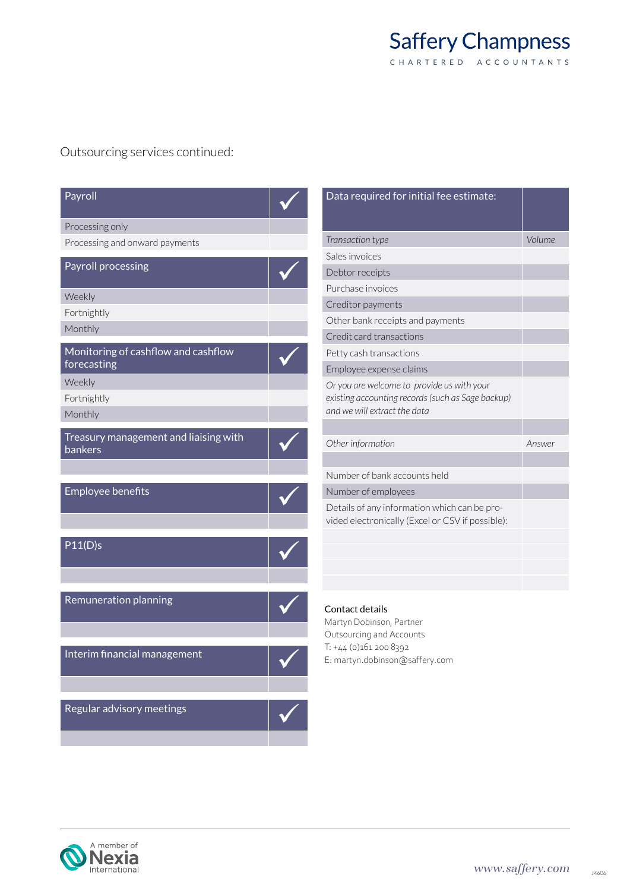Saffery Champness

CHARTERED ACCOUNTANTS

Outsourcing services continued:

| Payroll | ✓ |
|---|---|
| Processing only | |
| Processing and onward payments | |

| Payroll processing | ✓ |
|---|---|
| Weekly | |
| Fortnightly | |
| Monthly | |

| Monitoring of cashflow and cashflow forecasting | ✓ |
|---|---|
| Weekly | |
| Fortnightly | |
| Monthly | |

| Treasury management and liaising with bankers | ✓ |
|---|---|
| | |

| Employee benefits | ✓ |
|---|---|
| | |

| P11(D)s | ✓ |
|---|---|
| | |

| Remuneration planning | ✓ |
|---|---|
| | |

| Interim financial management | ✓ |
|---|---|
| | |

| Regular advisory meetings | ✓ |
|---|---|
| | |

| Data required for initial fee estimate: | |
|---|---|
| *Transaction type* | *Volume* |
| Sales invoices | |
| Debtor receipts | |
| Purchase invoices | |
| Creditor payments | |
| Other bank receipts and payments | |
| Credit card transactions | |
| Petty cash transactions | |
| Employee expense claims | |
| *Or you are welcome to provide us with your existing accounting records (such as Sage backup) and we will extract the data* | |
| | |
| *Other information* | *Answer* |
| | |
| Number of bank accounts held | |
| Number of employees | |
| Details of any information which can be provided electronically (Excel or CSV if possible): | |
| | |
| | |
| | |

**Contact details**

Martyn Dobinson, Partner
Outsourcing and Accounts
T: +44 (0)161 200 8392
E: martyn.dobinson@saffery.com

A member of Nexia International

www.saffery.com

J4606